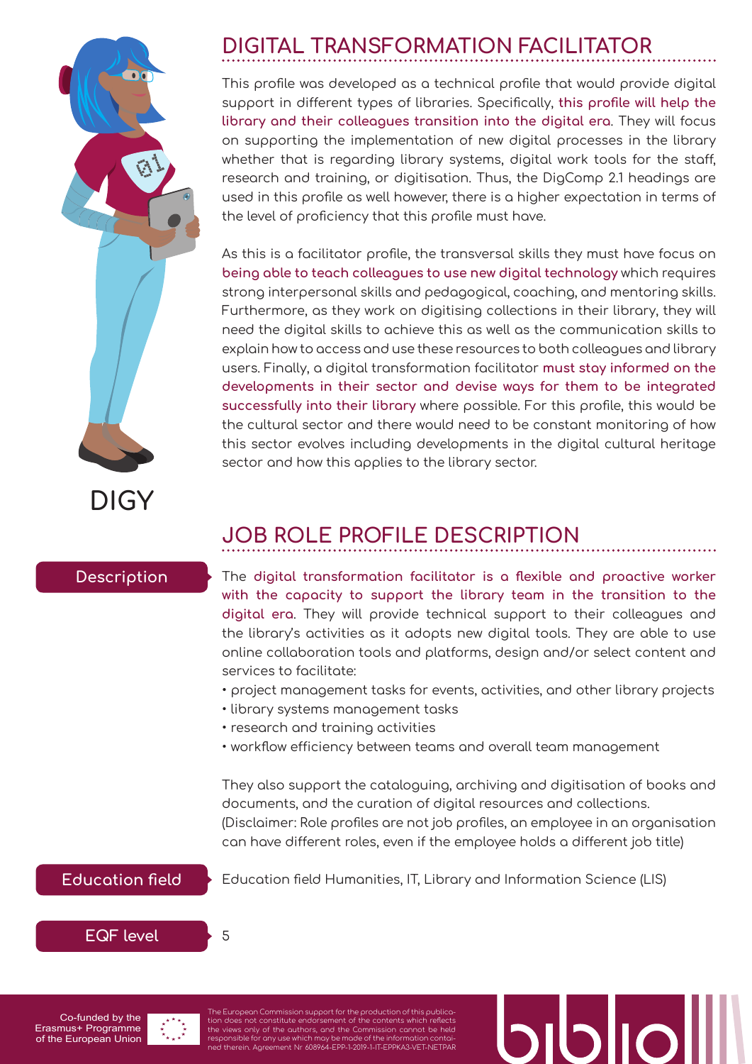# DIGITAL TRANSFORMATION FACILITATOR

DIGY

This profile was developed as a technical profile that would provide digital support in different types of libraries. Specifically, **this profile will help the library and their colleagues transition into the digital era**. They will focus on supporting the implementation of new digital processes in the library whether that is regarding library systems, digital work tools for the staff, research and training, or digitisation. Thus, the DigComp 2.1 headings are used in this profile as well however, there is a higher expectation in terms of the level of proficiency that this profile must have.

As this is a facilitator profile, the transversal skills they must have focus on **being able to teach colleagues to use new digital technology** which requires strong interpersonal skills and pedagogical, coaching, and mentoring skills. Furthermore, as they work on digitising collections in their library, they will need the digital skills to achieve this as well as the communication skills to explain how to access and use these resources to both colleagues and library users. Finally, a digital transformation facilitator **must stay informed on the developments in their sector and devise ways for them to be integrated successfully into their library** where possible. For this profile, this would be the cultural sector and there would need to be constant monitoring of how this sector evolves including developments in the digital cultural heritage sector and how this applies to the library sector.

## JOB ROLE PROFILE DESCRIPTION

**Description**

The **digital transformation facilitator is a flexible and proactive worker with the capacity to support the library team in the transition to the digital era**. They will provide technical support to their colleagues and the library's activities as it adopts new digital tools. They are able to use online collaboration tools and platforms, design and/or select content and services to facilitate:

- project management tasks for events, activities, and other library projects
- library systems management tasks
- research and training activities
- workflow efficiency between teams and overall team management

They also support the cataloguing, archiving and digitisation of books and documents, and the curation of digital resources and collections.
(Disclaimer: Role profiles are not job profiles, an employee in an organisation can have different roles, even if the employee holds a different job title)

**Education field**

Education field Humanities, IT, Library and Information Science (LIS)

**EQF level**

5

Co-funded by the Erasmus+ Programme of the European Union

The European Commission support for the production of this publication does not constitute endorsement of the contents which reflects the views only of the authors, and the Commission cannot be held responsible for any use which may be made of the information contained therein. Agreement Nr 608964-EPP-1-2019-1-IT-EPPKA3-VET-NETPAR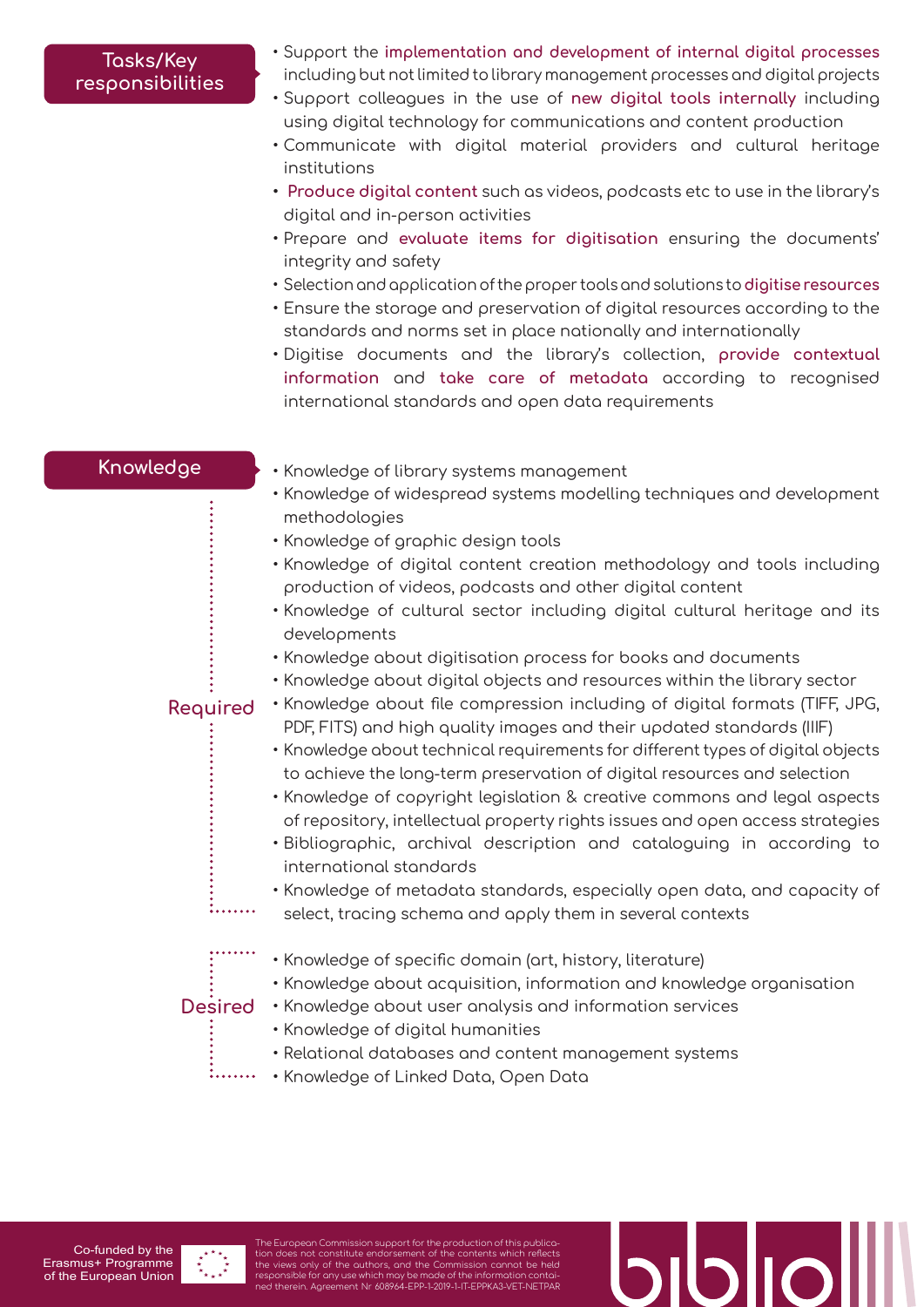## Tasks/Key responsibilities

- Support the **implementation and development of internal digital processes** including but not limited to library management processes and digital projects
- Support colleagues in the use of **new digital tools internally** including using digital technology for communications and content production
- Communicate with digital material providers and cultural heritage institutions
- **Produce digital content** such as videos, podcasts etc to use in the library's digital and in-person activities
- Prepare and **evaluate items for digitisation** ensuring the documents' integrity and safety
- Selection and application of the proper tools and solutions to **digitise resources**
- Ensure the storage and preservation of digital resources according to the standards and norms set in place nationally and internationally
- Digitise documents and the library's collection, **provide contextual information** and **take care of metadata** according to recognised international standards and open data requirements

## Knowledge

### Required

- Knowledge of library systems management
- Knowledge of widespread systems modelling techniques and development methodologies
- Knowledge of graphic design tools
- Knowledge of digital content creation methodology and tools including production of videos, podcasts and other digital content
- Knowledge of cultural sector including digital cultural heritage and its developments
- Knowledge about digitisation process for books and documents
- Knowledge about digital objects and resources within the library sector
- Knowledge about file compression including of digital formats (TIFF, JPG, PDF, FITS) and high quality images and their updated standards (IIIF)
- Knowledge about technical requirements for different types of digital objects to achieve the long-term preservation of digital resources and selection
- Knowledge of copyright legislation & creative commons and legal aspects of repository, intellectual property rights issues and open access strategies
- Bibliographic, archival description and cataloguing in according to international standards
- Knowledge of metadata standards, especially open data, and capacity of select, tracing schema and apply them in several contexts

### Desired

- Knowledge of specific domain (art, history, literature)
- Knowledge about acquisition, information and knowledge organisation
- Knowledge about user analysis and information services
- Knowledge of digital humanities
- Relational databases and content management systems
- Knowledge of Linked Data, Open Data

Co-funded by the Erasmus+ Programme of the European Union

The European Commission support for the production of this publication does not constitute endorsement of the contents which reflects the views only of the authors, and the Commission cannot be held responsible for any use which may be made of the information contained therein. Agreement Nr 608964-EPP-1-2019-1-IT-EPPKA3-VET-NETPAR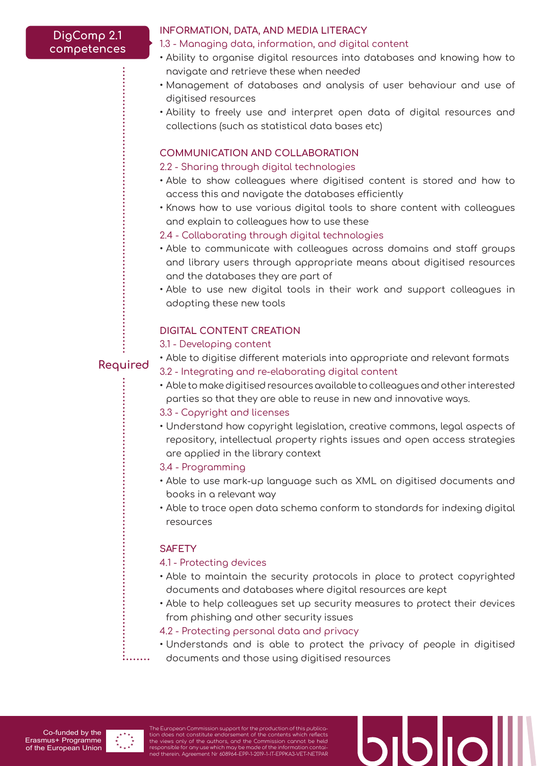DigComp 2.1 competences

Required

## INFORMATION, DATA, AND MEDIA LITERACY

### 1.3 - Managing data, information, and digital content

- Ability to organise digital resources into databases and knowing how to navigate and retrieve these when needed
- Management of databases and analysis of user behaviour and use of digitised resources
- Ability to freely use and interpret open data of digital resources and collections (such as statistical data bases etc)

## COMMUNICATION AND COLLABORATION

### 2.2 - Sharing through digital technologies

- Able to show colleagues where digitised content is stored and how to access this and navigate the databases efficiently
- Knows how to use various digital tools to share content with colleagues and explain to colleagues how to use these

### 2.4 - Collaborating through digital technologies

- Able to communicate with colleagues across domains and staff groups and library users through appropriate means about digitised resources and the databases they are part of
- Able to use new digital tools in their work and support colleagues in adopting these new tools

## DIGITAL CONTENT CREATION

### 3.1 - Developing content

- Able to digitise different materials into appropriate and relevant formats

### 3.2 - Integrating and re-elaborating digital content

- Able to make digitised resources available to colleagues and other interested parties so that they are able to reuse in new and innovative ways.

### 3.3 - Copyright and licenses

- Understand how copyright legislation, creative commons, legal aspects of repository, intellectual property rights issues and open access strategies are applied in the library context

### 3.4 - Programming

- Able to use mark-up language such as XML on digitised documents and books in a relevant way
- Able to trace open data schema conform to standards for indexing digital resources

## SAFETY

### 4.1 - Protecting devices

- Able to maintain the security protocols in place to protect copyrighted documents and databases where digital resources are kept
- Able to help colleagues set up security measures to protect their devices from phishing and other security issues

### 4.2 - Protecting personal data and privacy

- Understands and is able to protect the privacy of people in digitised documents and those using digitised resources

Co-funded by the Erasmus+ Programme of the European Union

The European Commission support for the production of this publication does not constitute endorsement of the contents which reflects the views only of the authors, and the Commission cannot be held responsible for any use which may be made of the information contained therein. Agreement Nr 608964-EPP-1-2019-1-IT-EPPKA3-VET-NETPAR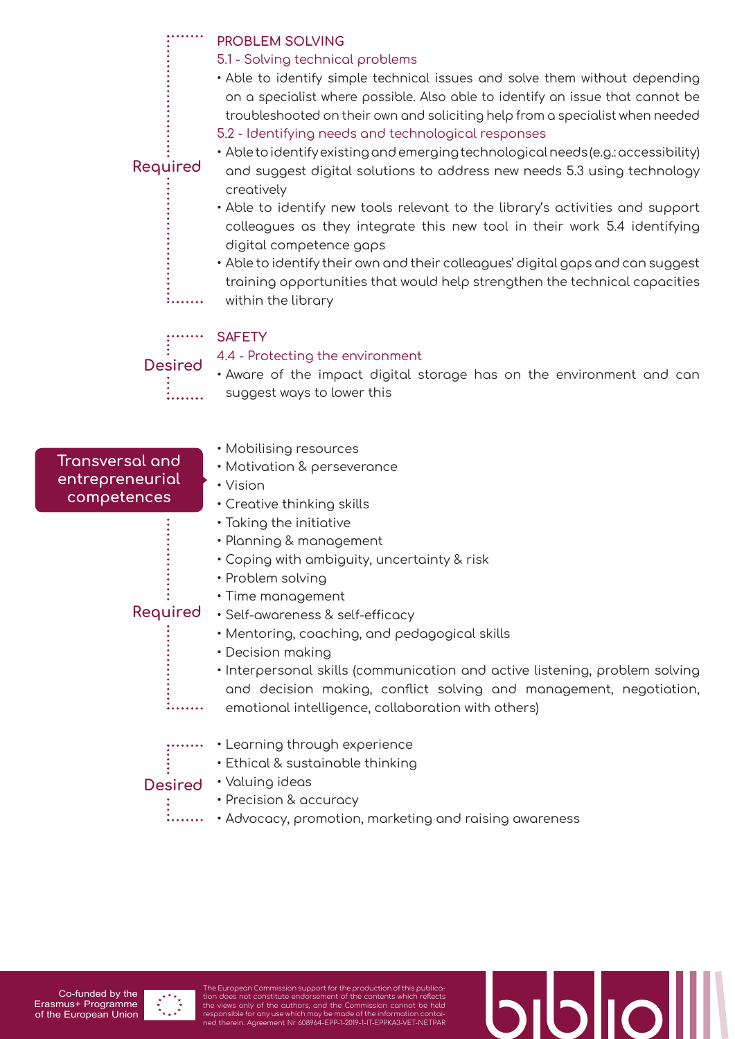**Required**

### PROBLEM SOLVING

5.1 - Solving technical problems

- Able to identify simple technical issues and solve them without depending on a specialist where possible. Also able to identify an issue that cannot be troubleshooted on their own and soliciting help from a specialist when needed

5.2 - Identifying needs and technological responses

- Able to identify existing and emerging technological needs (e.g.: accessibility) and suggest digital solutions to address new needs 5.3 using technology creatively
- Able to identify new tools relevant to the library's activities and support colleagues as they integrate this new tool in their work 5.4 identifying digital competence gaps
- Able to identify their own and their colleagues' digital gaps and can suggest training opportunities that would help strengthen the technical capacities within the library

**Desired**

### SAFETY

4.4 - Protecting the environment

- Aware of the impact digital storage has on the environment and can suggest ways to lower this

## Transversal and entrepreneurial competences

**Required**

- Mobilising resources
- Motivation & perseverance
- Vision
- Creative thinking skills
- Taking the initiative
- Planning & management
- Coping with ambiguity, uncertainty & risk
- Problem solving
- Time management
- Self-awareness & self-efficacy
- Mentoring, coaching, and pedagogical skills
- Decision making
- Interpersonal skills (communication and active listening, problem solving and decision making, conflict solving and management, negotiation, emotional intelligence, collaboration with others)

**Desired**

- Learning through experience
- Ethical & sustainable thinking
- Valuing ideas
- Precision & accuracy
- Advocacy, promotion, marketing and raising awareness

Co-funded by the Erasmus+ Programme of the European Union

The European Commission support for the production of this publication does not constitute endorsement of the contents which reflects the views only of the authors, and the Commission cannot be held responsible for any use which may be made of the information contained therein. Agreement Nr 608964-EPP-1-2019-1-IT-EPPKA3-VET-NETPAR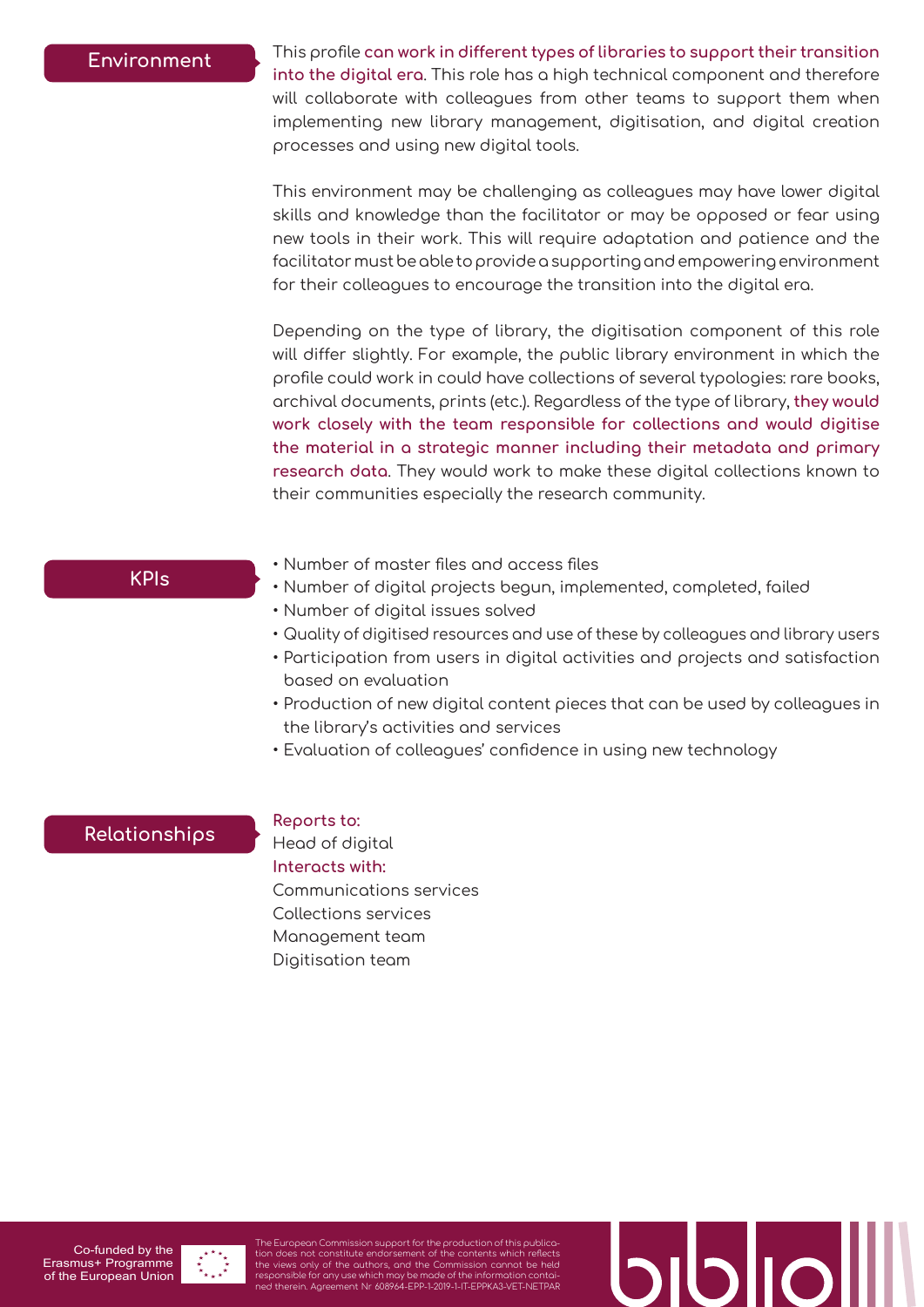## Environment

This profile **can work in different types of libraries to support their transition into the digital era**. This role has a high technical component and therefore will collaborate with colleagues from other teams to support them when implementing new library management, digitisation, and digital creation processes and using new digital tools.

This environment may be challenging as colleagues may have lower digital skills and knowledge than the facilitator or may be opposed or fear using new tools in their work. This will require adaptation and patience and the facilitator must be able to provide a supporting and empowering environment for their colleagues to encourage the transition into the digital era.

Depending on the type of library, the digitisation component of this role will differ slightly. For example, the public library environment in which the profile could work in could have collections of several typologies: rare books, archival documents, prints (etc.). Regardless of the type of library, **they would work closely with the team responsible for collections and would digitise the material in a strategic manner including their metadata and primary research data**. They would work to make these digital collections known to their communities especially the research community.

## KPIs

- Number of master files and access files
- Number of digital projects begun, implemented, completed, failed
- Number of digital issues solved
- Quality of digitised resources and use of these by colleagues and library users
- Participation from users in digital activities and projects and satisfaction based on evaluation
- Production of new digital content pieces that can be used by colleagues in the library's activities and services
- Evaluation of colleagues' confidence in using new technology

## Relationships

**Reports to:**
Head of digital

**Interacts with:**
Communications services
Collections services
Management team
Digitisation team

Co-funded by the Erasmus+ Programme of the European Union

The European Commission support for the production of this publication does not constitute endorsement of the contents which reflects the views only of the authors, and the Commission cannot be held responsible for any use which may be made of the information contained therein. Agreement Nr 608964-EPP-1-2019-1-IT-EPPKA3-VET-NETPAR